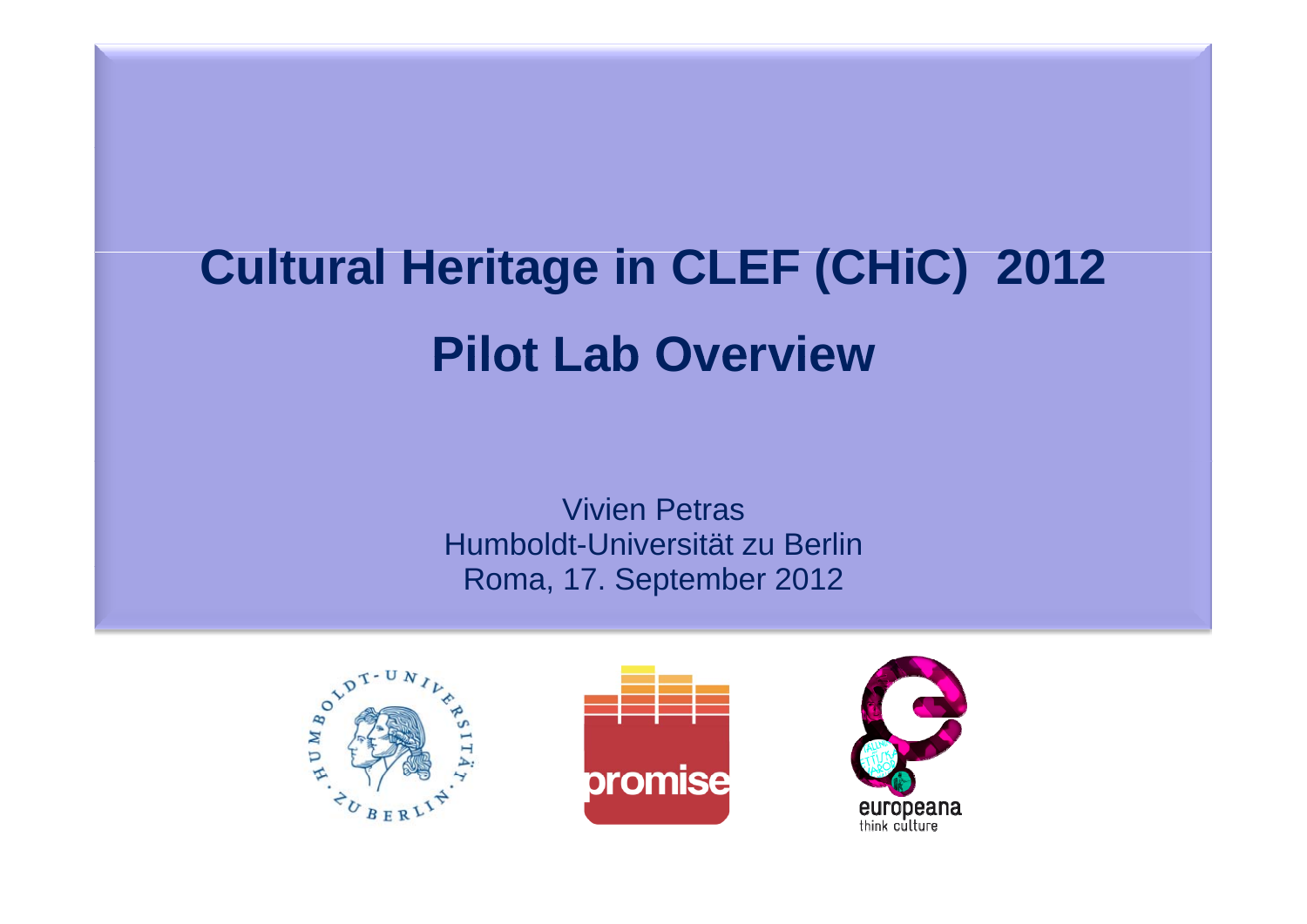# Cultural Heritage in CLEF (CHiC) 2012

# Pilot Lab Overview

Vivien Petras
Humboldt-Universität zu Berlin
Roma, 17. September 2012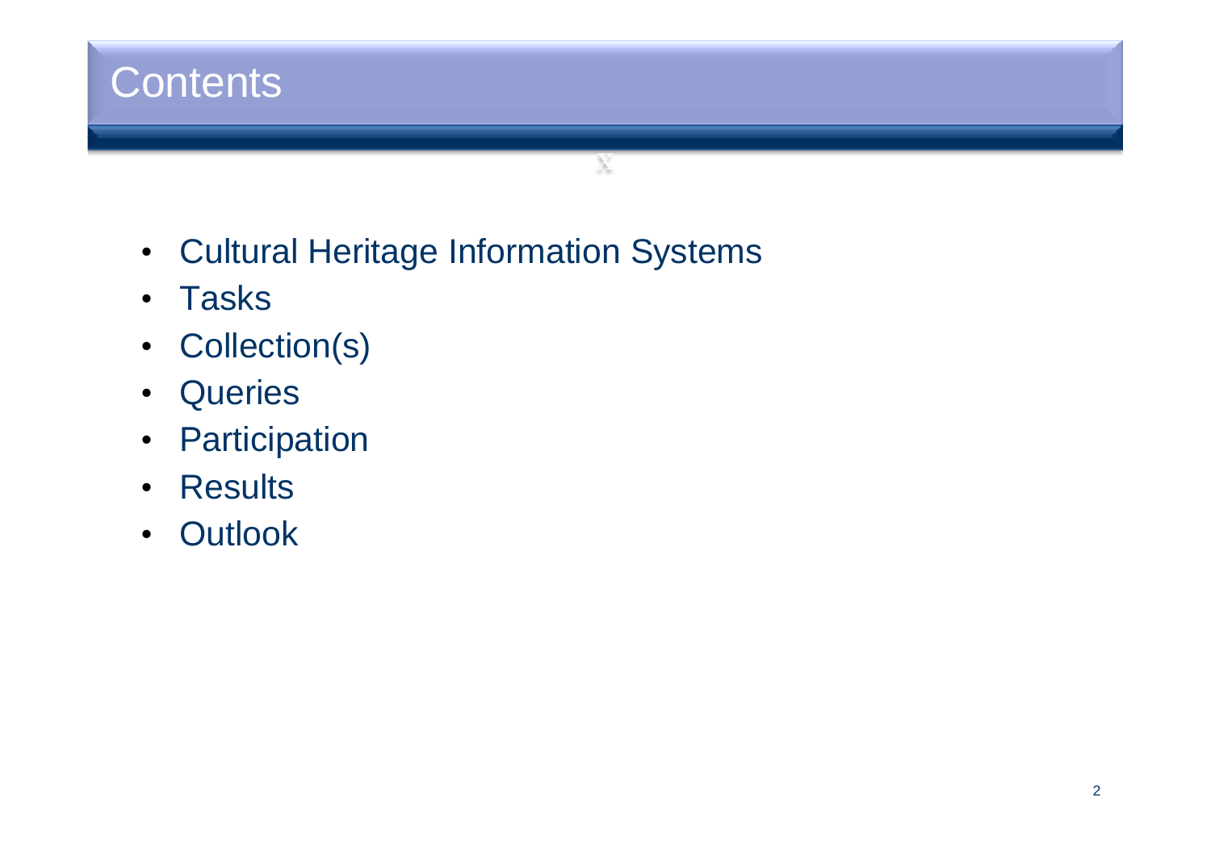# Contents

- Cultural Heritage Information Systems
- Tasks
- Collection(s)
- Queries
- Participation
- Results
- Outlook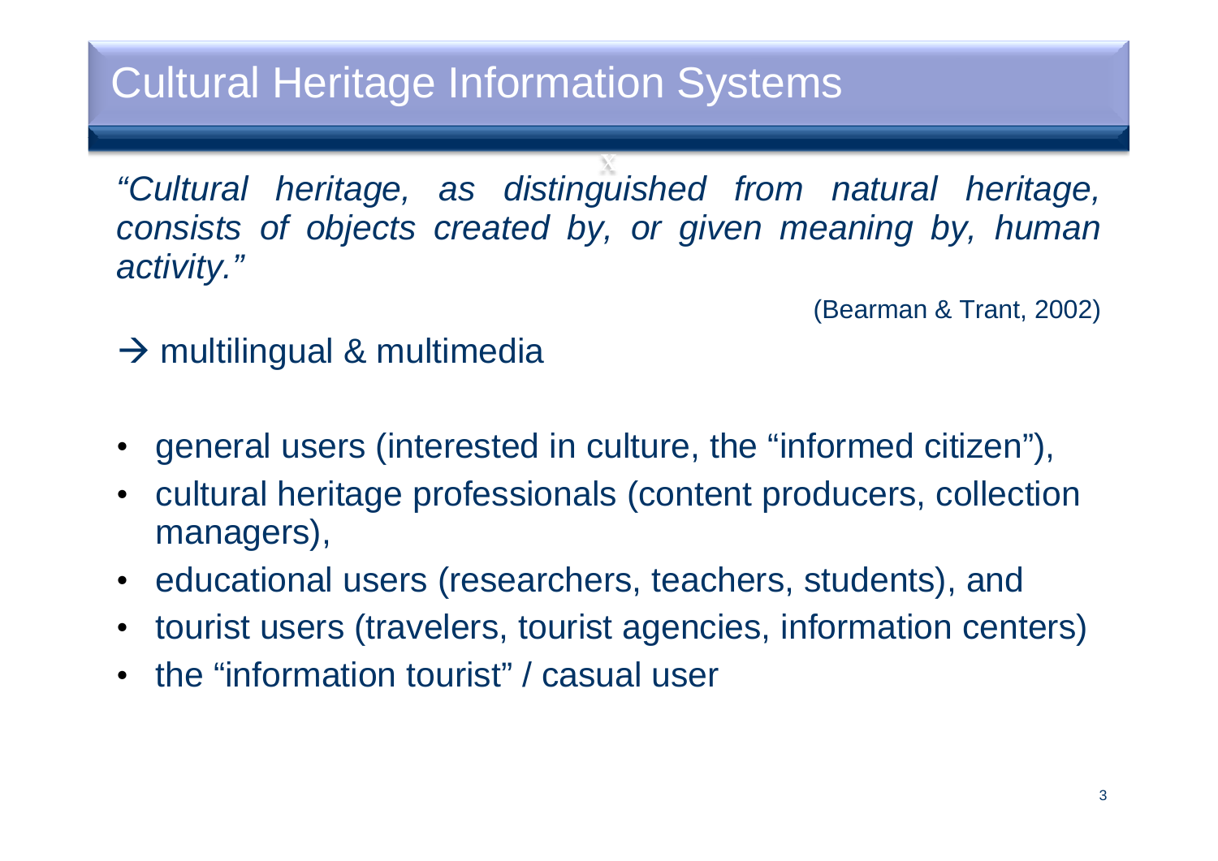# Cultural Heritage Information Systems

*"Cultural heritage, as distinguished from natural heritage, consists of objects created by, or given meaning by, human activity."*

(Bearman & Trant, 2002)

→ multilingual & multimedia

- general users (interested in culture, the "informed citizen"),
- cultural heritage professionals (content producers, collection managers),
- educational users (researchers, teachers, students), and
- tourist users (travelers, tourist agencies, information centers)
- the "information tourist" / casual user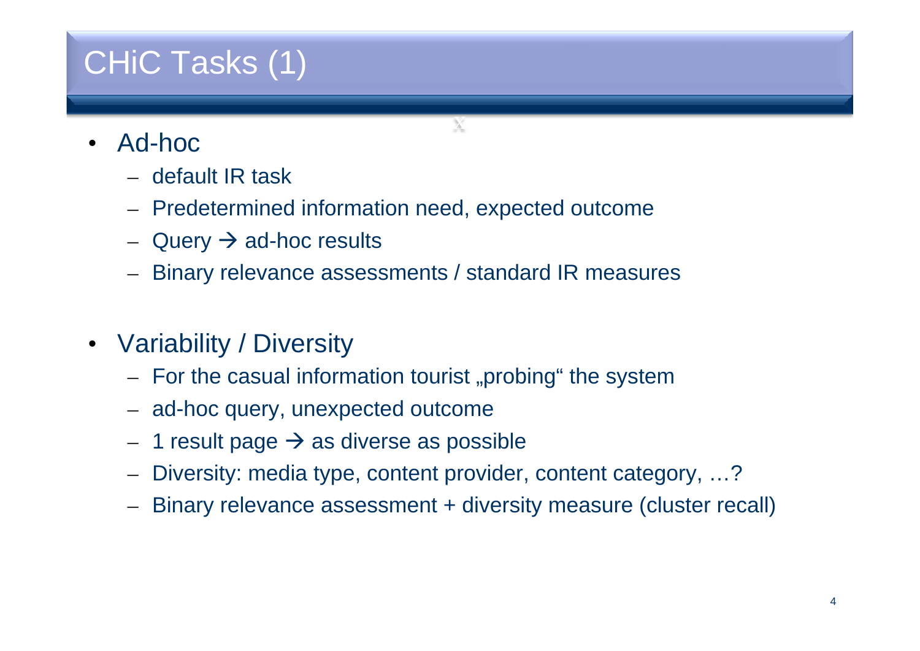# CHiC Tasks (1)

- Ad-hoc
  - default IR task
  - Predetermined information need, expected outcome
  - Query → ad-hoc results
  - Binary relevance assessments / standard IR measures

- Variability / Diversity
  - For the casual information tourist „probing“ the system
  - ad-hoc query, unexpected outcome
  - 1 result page → as diverse as possible
  - Diversity: media type, content provider, content category, …?
  - Binary relevance assessment + diversity measure (cluster recall)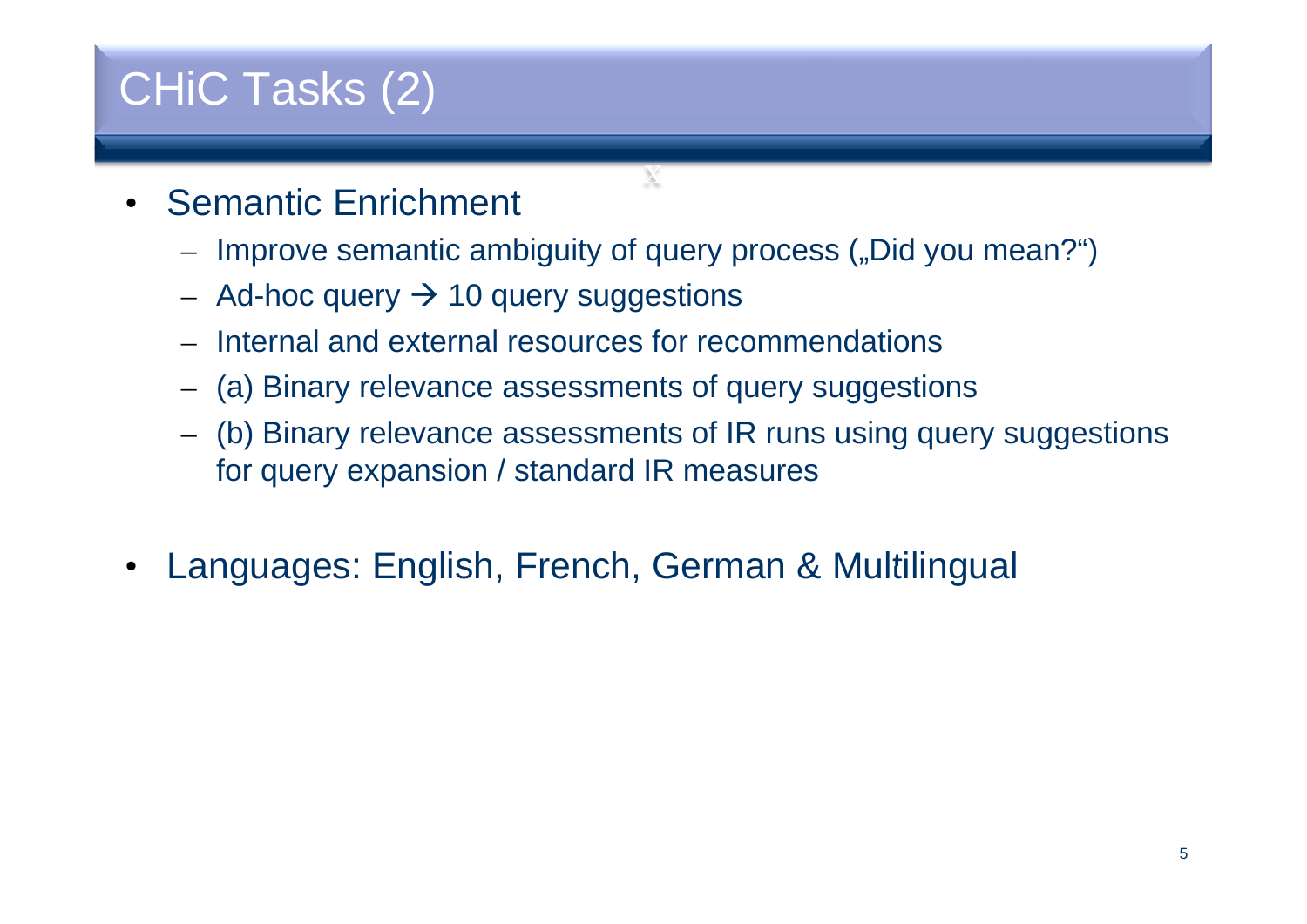# CHiC Tasks (2)

- Semantic Enrichment
  - Improve semantic ambiguity of query process („Did you mean?“)
  - Ad-hoc query → 10 query suggestions
  - Internal and external resources for recommendations
  - (a) Binary relevance assessments of query suggestions
  - (b) Binary relevance assessments of IR runs using query suggestions for query expansion / standard IR measures

- Languages: English, French, German & Multilingual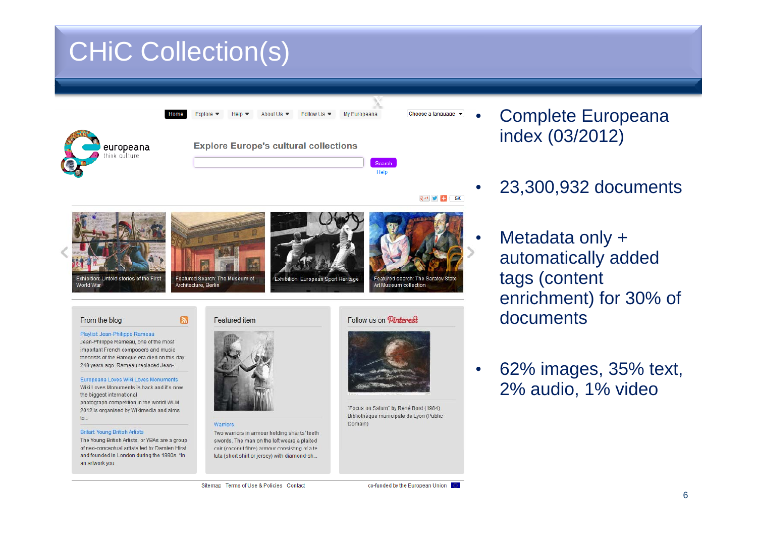# CHiC Collection(s)

- Complete Europeana index (03/2012)
- 23,300,932 documents
- Metadata only + automatically added tags (content enrichment) for 30% of documents
- 62% images, 35% text, 2% audio, 1% video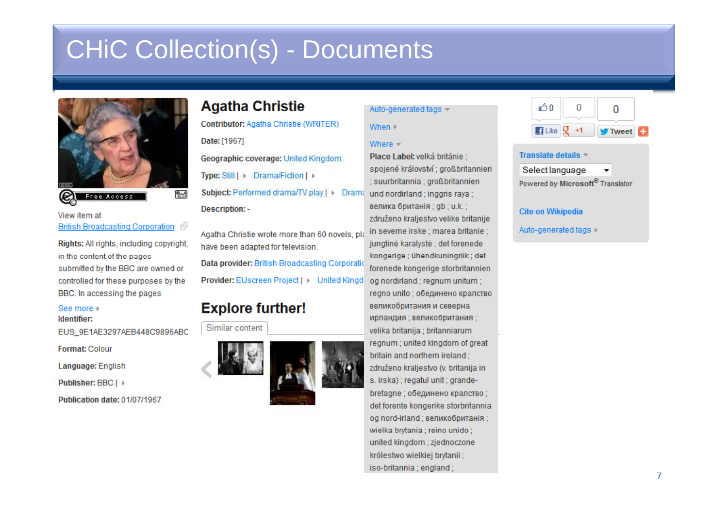# CHiC Collection(s) - Documents

Free Access

View item at
British Broadcasting Corporation

**Rights:** All rights, including copyright, in the content of the pages submitted by the BBC are owned or controlled for these purposes by the BBC. In accessing the pages

See more

**Identifier:**
EUS_9E1AE3297AEB448C9896ABC

**Format:** Colour

**Language:** English

**Publisher:** BBC |

**Publication date:** 01/07/1967

## Agatha Christie

**Contributor:** Agatha Christie (WRITER)

**Date:** [1967]

**Geographic coverage:** United Kingdom

**Type:** Still | Drama/Fiction |

**Subject:** Performed drama/TV play | Drama

**Description:** -

Agatha Christie wrote more than 60 novels, pl... have been adapted for television.

**Data provider:** British Broadcasting Corporatio

**Provider:** EUscreen Project | United Kingd

## Explore further!

Similar content

Auto-generated tags

When

Where

**Place Label:** velká británie ; spojené království ; großbritannien ; suurbritannia ; großbritannien und nordirland ; inggris raya ; велика британія ; gb ; u.k. ; združeno kraljestvo velike britanije in severne irske ; marea britanie ; jungtinė karalystė ; det forenede kongerige ; ühendkuningriik ; det forenede kongerige storbritannien og nordirland ; regnum unitum ; regno unito ; обединено кралство великобритания и северна ирландия ; великобритания ; velika britanija ; britanniarum regnum ; united kingdom of great britain and northern ireland ; združeno kraljestvo (v. britanija in s. irska) ; regatul unit ; grande-bretagne ; обединено кралство ; det forente kongerike storbritannia og nord-irland ; великобританія ; wielka brytania ; reino unido ; united kingdom ; zjednoczone królestwo wielkiej brytanii ; iso-britannia ; england ;

0 0 0

Like +1 Tweet

Translate details

Select language

Powered by Microsoft® Translator

Cite on Wikipedia

Auto-generated tags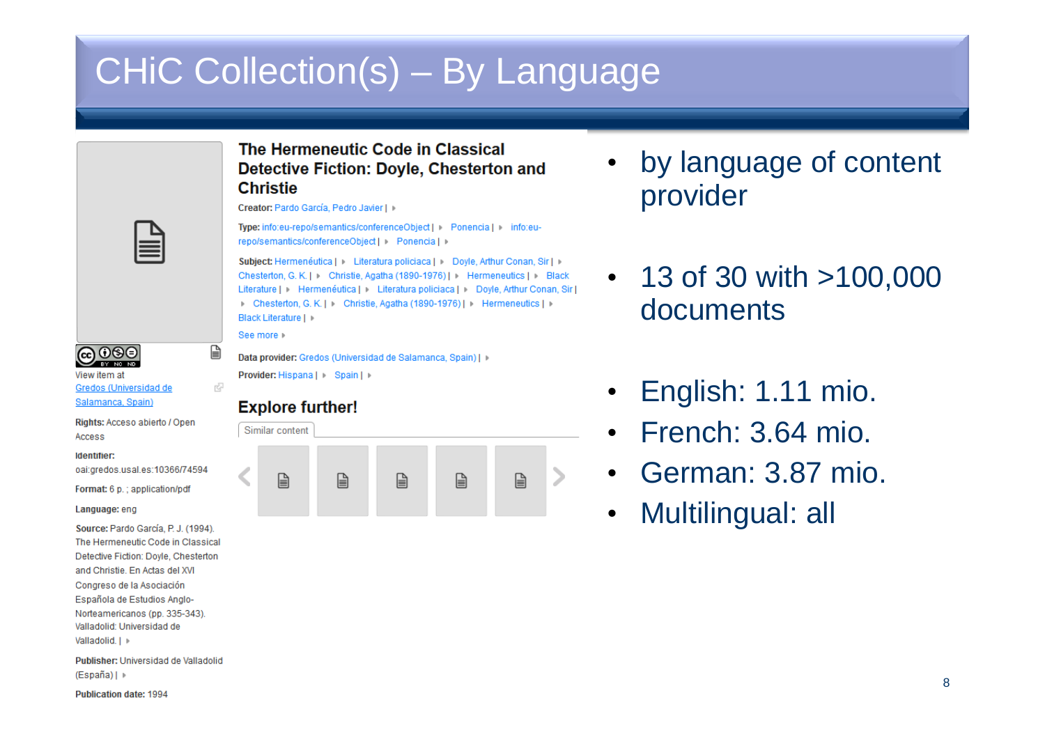# CHiC Collection(s) – By Language

## The Hermeneutic Code in Classical Detective Fiction: Doyle, Chesterton and Christie

**Creator:** Pardo García, Pedro Javier |

**Type:** info:eu-repo/semantics/conferenceObject | Ponencia | info:eu-repo/semantics/conferenceObject | Ponencia |

**Subject:** Hermenéutica | Literatura policiaca | Doyle, Arthur Conan, Sir | Chesterton, G. K. | Christie, Agatha (1890-1976) | Hermeneutics | Black Literature | Hermenéutica | Literatura policiaca | Doyle, Arthur Conan, Sir | Chesterton, G. K. | Christie, Agatha (1890-1976) | Hermeneutics | Black Literature |

See more

**Data provider:** Gredos (Universidad de Salamanca, Spain) |

**Provider:** Hispana | Spain |

View item at Gredos (Universidad de Salamanca, Spain)

**Rights:** Acceso abierto / Open Access

**Identifier:** oai:gredos.usal.es:10366/74594

**Format:** 6 p. ; application/pdf

**Language:** eng

**Source:** Pardo García, P. J. (1994). The Hermeneutic Code in Classical Detective Fiction: Doyle, Chesterton and Christie. En Actas del XVI Congreso de la Asociación Española de Estudios Anglo-Norteamericanos (pp. 335-343). Valladolid: Universidad de Valladolid. |

**Publisher:** Universidad de Valladolid (España) |

**Publication date:** 1994

### Explore further!

Similar content

- by language of content provider
- 13 of 30 with >100,000 documents
- English: 1.11 mio.
- French: 3.64 mio.
- German: 3.87 mio.
- Multilingual: all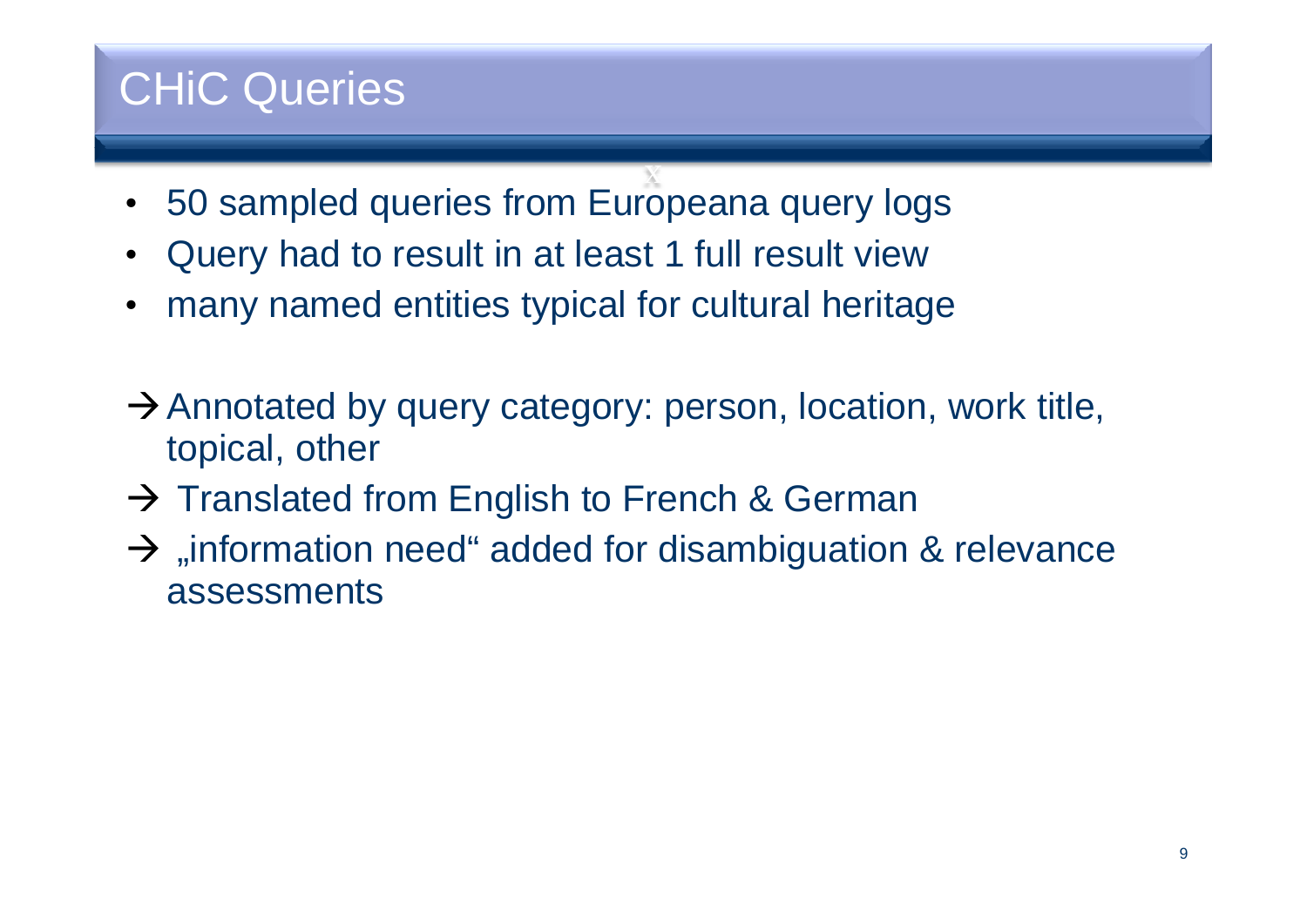# CHiC Queries

- 50 sampled queries from Europeana query logs
- Query had to result in at least 1 full result view
- many named entities typical for cultural heritage

→ Annotated by query category: person, location, work title, topical, other

→ Translated from English to French & German

→ „information need“ added for disambiguation & relevance assessments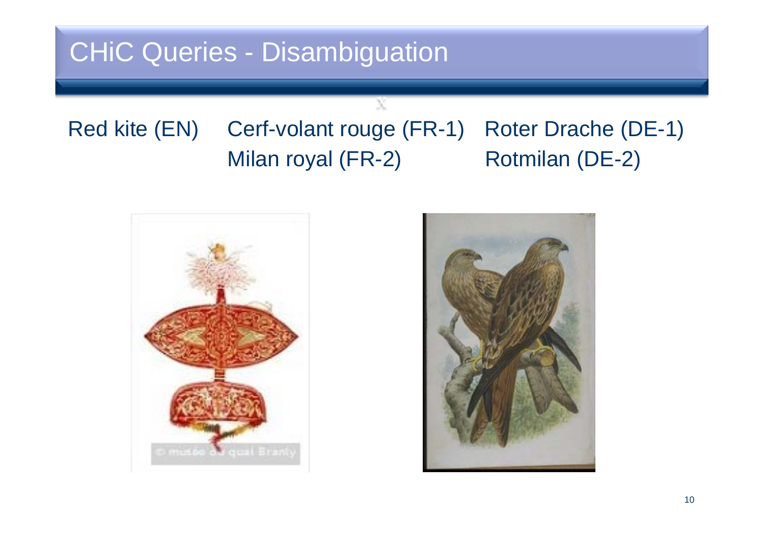# CHiC Queries - Disambiguation

Red kite (EN) Cerf-volant rouge (FR-1) Roter Drache (DE-1)

Milan royal (FR-2) Rotmilan (DE-2)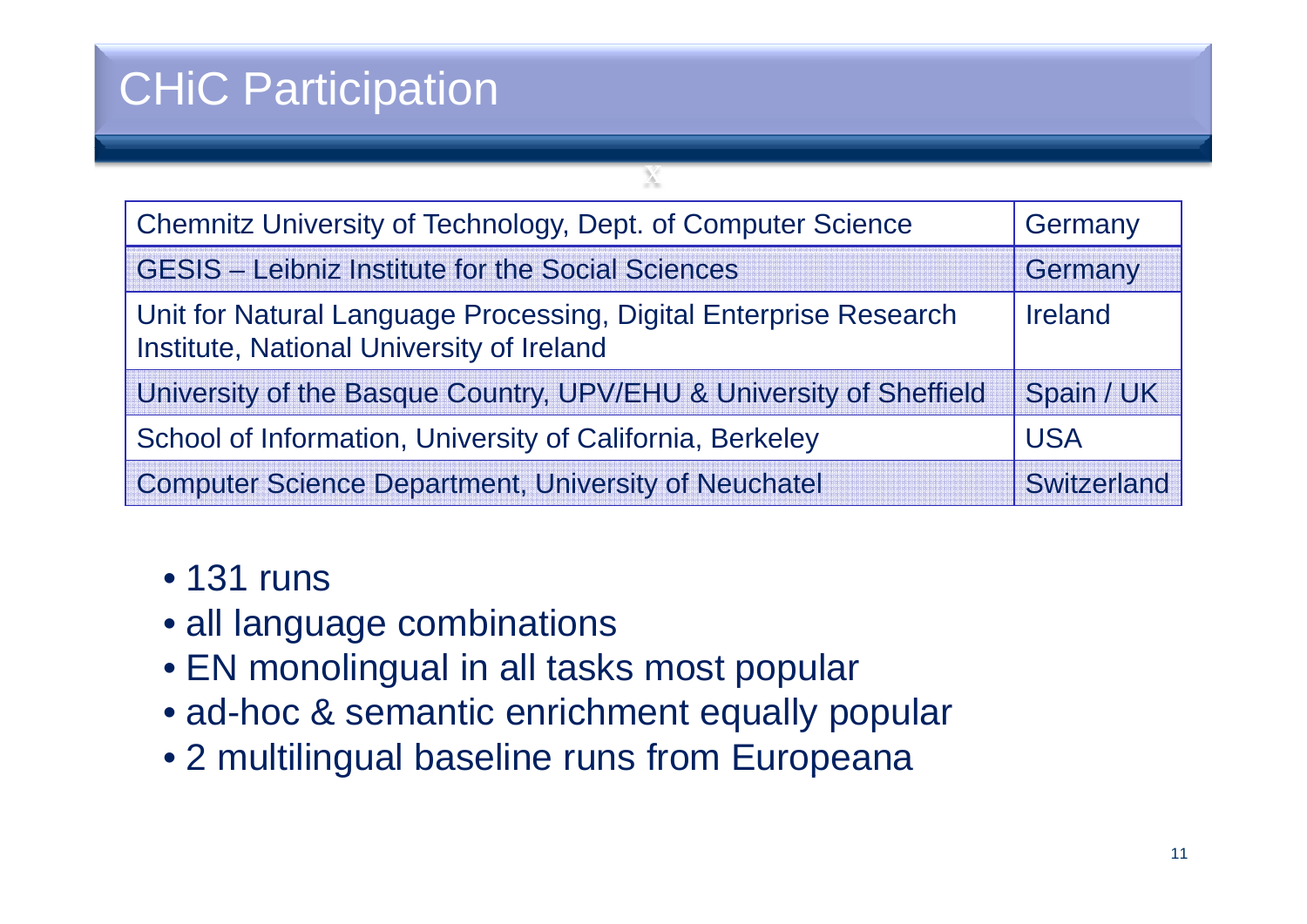# CHiC Participation

| Institution | Country |
|---|---|
| Chemnitz University of Technology, Dept. of Computer Science | Germany |
| GESIS – Leibniz Institute for the Social Sciences | Germany |
| Unit for Natural Language Processing, Digital Enterprise Research Institute, National University of Ireland | Ireland |
| University of the Basque Country, UPV/EHU & University of Sheffield | Spain / UK |
| School of Information, University of California, Berkeley | USA |
| Computer Science Department, University of Neuchatel | Switzerland |

- 131 runs
- all language combinations
- EN monolingual in all tasks most popular
- ad-hoc & semantic enrichment equally popular
- 2 multilingual baseline runs from Europeana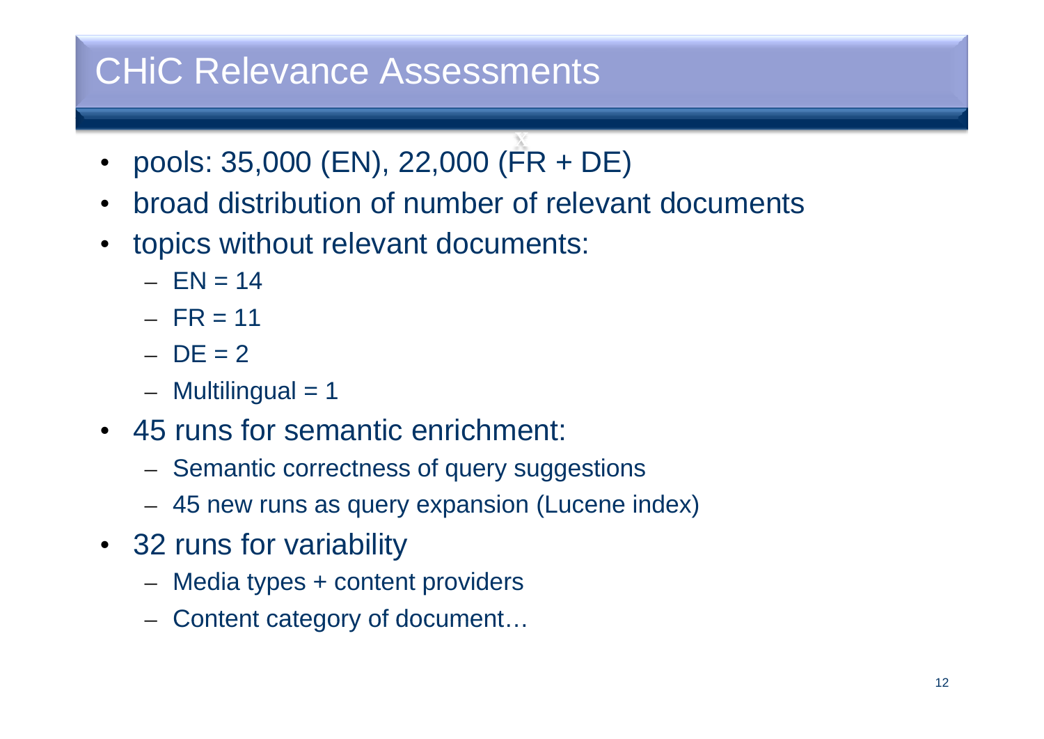# CHiC Relevance Assessments

- pools: 35,000 (EN), 22,000 (FR + DE)
- broad distribution of number of relevant documents
- topics without relevant documents:
  - EN = 14
  - FR = 11
  - DE = 2
  - Multilingual = 1
- 45 runs for semantic enrichment:
  - Semantic correctness of query suggestions
  - 45 new runs as query expansion (Lucene index)
- 32 runs for variability
  - Media types + content providers
  - Content category of document…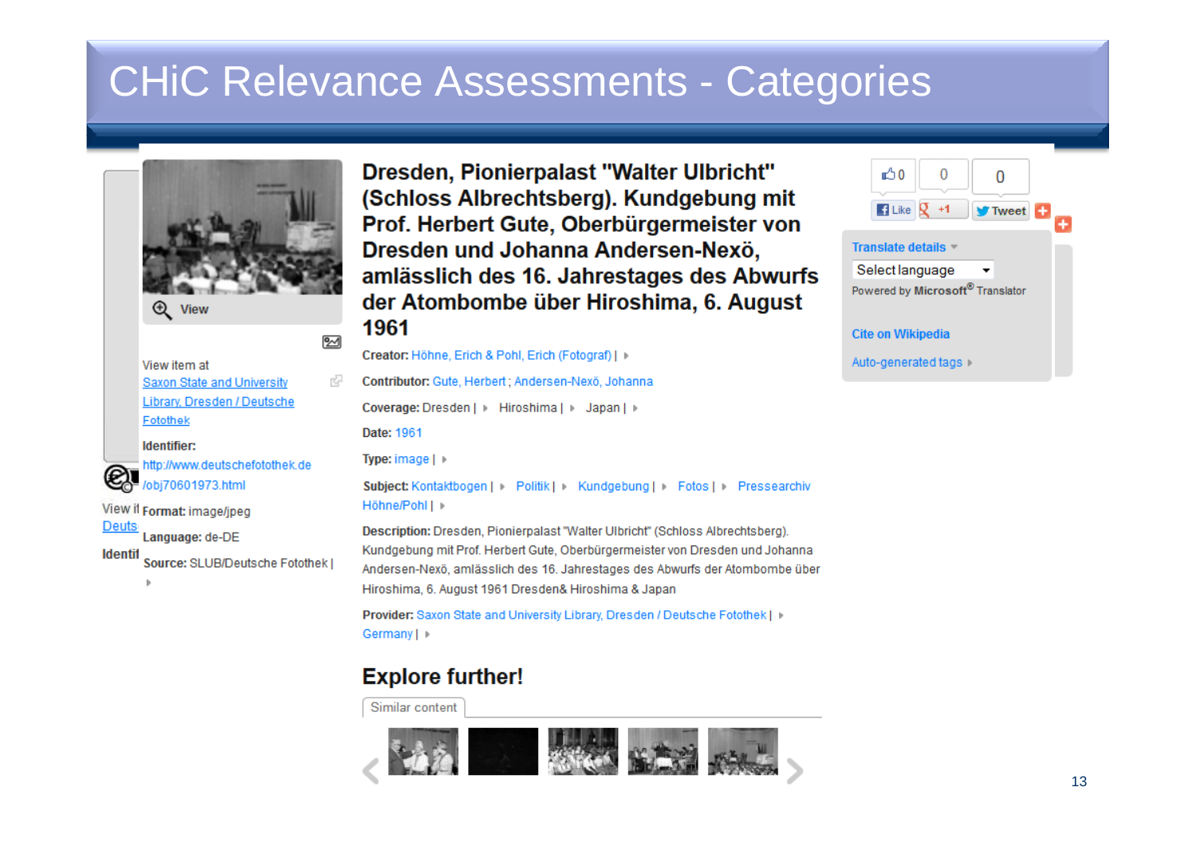# CHiC Relevance Assessments - Categories

View

View item at
Saxon State and University Library, Dresden / Deutsche Fotothek

**Identifier:**
http://www.deutschefotothek.de/obj70601973.html

**Format:** image/jpeg

**Language:** de-DE

**Source:** SLUB/Deutsche Fotothek |

## Dresden, Pionierpalast "Walter Ulbricht" (Schloss Albrechtsberg). Kundgebung mit Prof. Herbert Gute, Oberbürgermeister von Dresden und Johanna Andersen-Nexö, amlässlich des 16. Jahrestages des Abwurfs der Atombombe über Hiroshima, 6. August 1961

**Creator:** Höhne, Erich & Pohl, Erich (Fotograf) |

**Contributor:** Gute, Herbert ; Andersen-Nexö, Johanna

**Coverage:** Dresden | Hiroshima | Japan |

**Date:** 1961

**Type:** image |

**Subject:** Kontaktbogen | Politik | Kundgebung | Fotos | Pressearchiv Höhne/Pohl |

**Description:** Dresden, Pionierpalast "Walter Ulbricht" (Schloss Albrechtsberg). Kundgebung mit Prof. Herbert Gute, Oberbürgermeister von Dresden und Johanna Andersen-Nexö, amlässlich des 16. Jahrestages des Abwurfs der Atombombe über Hiroshima, 6. August 1961 Dresden& Hiroshima & Japan

**Provider:** Saxon State and University Library, Dresden / Deutsche Fotothek | Germany |

## Explore further!

Similar content

Like 0 | +1 0 | Tweet 0

Translate details

Select language

Powered by Microsoft® Translator

Cite on Wikipedia

Auto-generated tags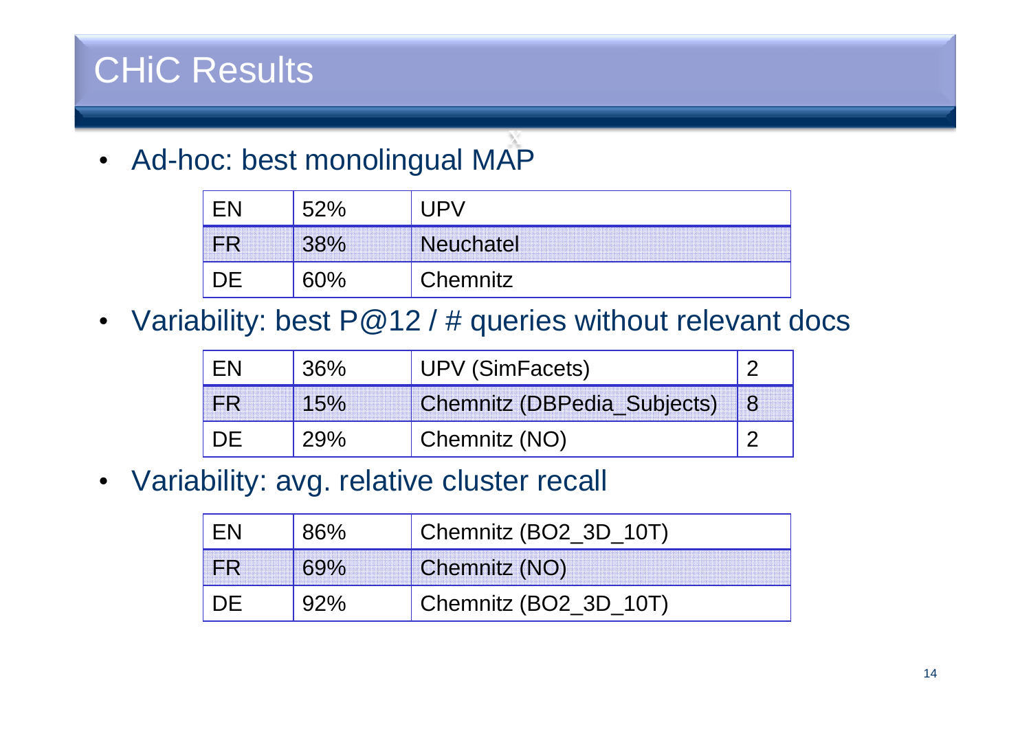# CHiC Results

- Ad-hoc: best monolingual MAP

| EN | 52% | UPV |
|---|---|---|
| FR | 38% | Neuchatel |
| DE | 60% | Chemnitz |

- Variability: best P@12 / # queries without relevant docs

| EN | 36% | UPV (SimFacets) | 2 |
|---|---|---|---|
| FR | 15% | Chemnitz (DBPedia_Subjects) | 8 |
| DE | 29% | Chemnitz (NO) | 2 |

- Variability: avg. relative cluster recall

| EN | 86% | Chemnitz (BO2_3D_10T) |
|---|---|---|
| FR | 69% | Chemnitz (NO) |
| DE | 92% | Chemnitz (BO2_3D_10T) |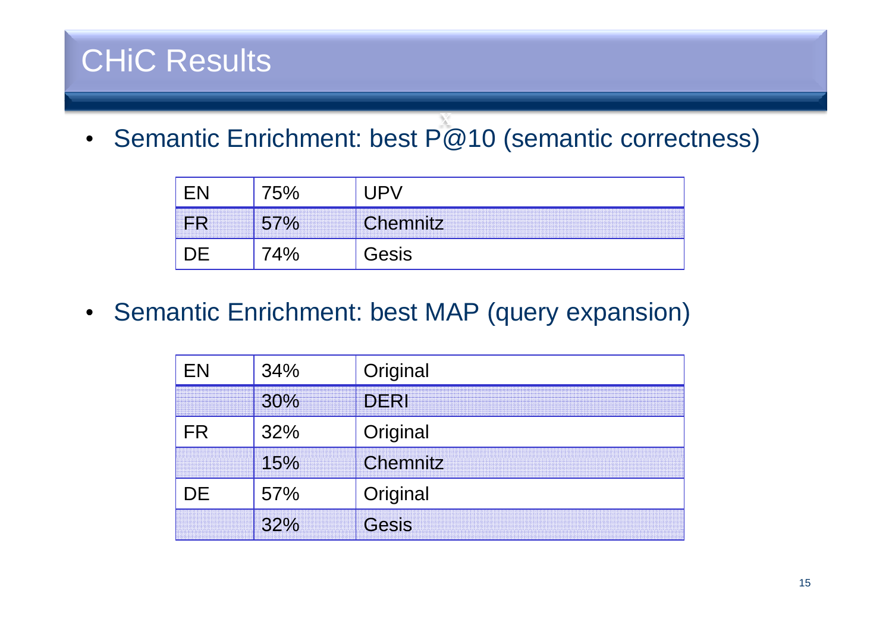# CHiC Results

- Semantic Enrichment: best P@10 (semantic correctness)

| | | |
|---|---|---|
| EN | 75% | UPV |
| FR | 57% | Chemnitz |
| DE | 74% | Gesis |

- Semantic Enrichment: best MAP (query expansion)

| | | |
|---|---|---|
| EN | 34% | Original |
| | 30% | DERI |
| FR | 32% | Original |
| | 15% | Chemnitz |
| DE | 57% | Original |
| | 32% | Gesis |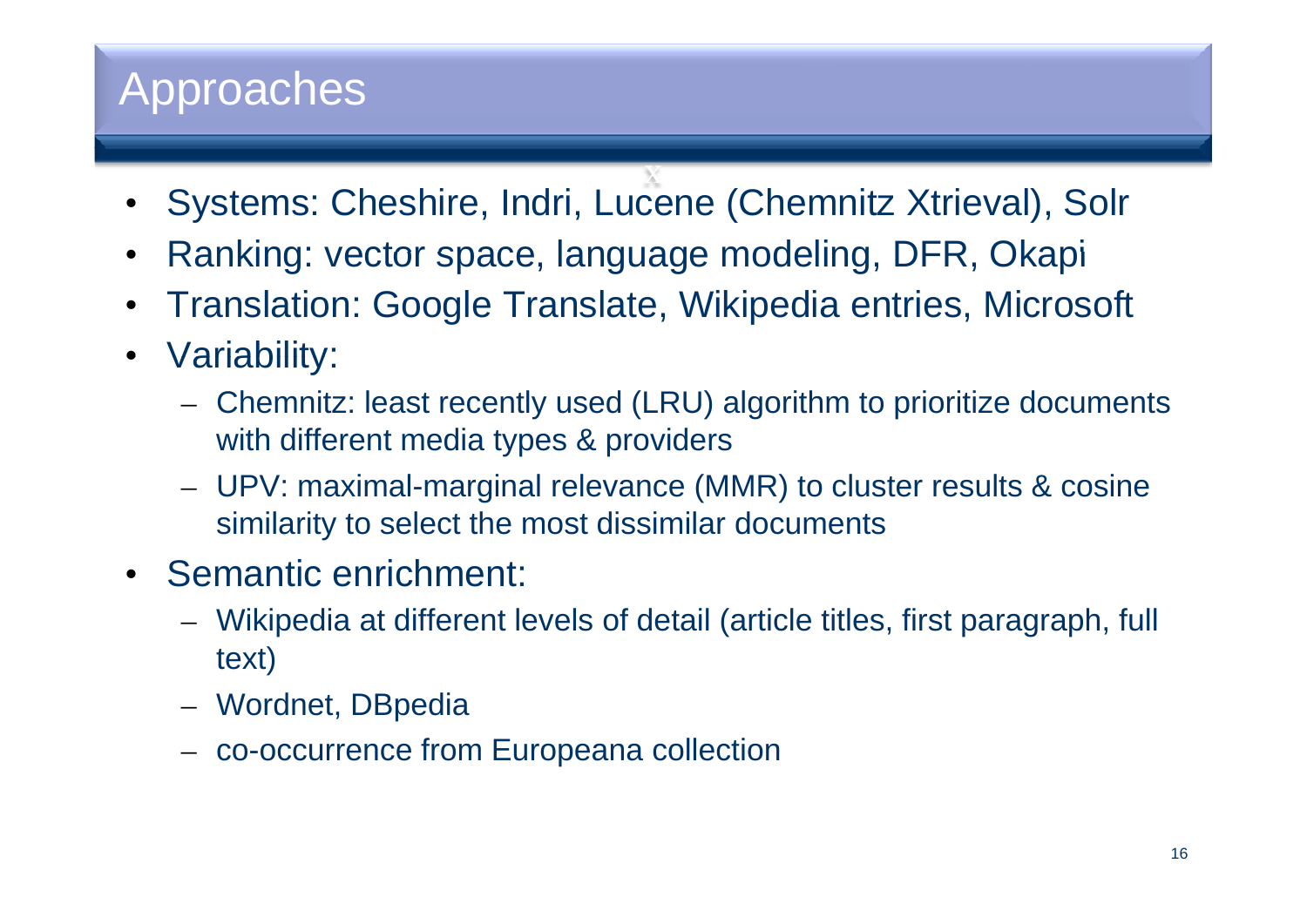# Approaches

- Systems: Cheshire, Indri, Lucene (Chemnitz Xtrieval), Solr
- Ranking: vector space, language modeling, DFR, Okapi
- Translation: Google Translate, Wikipedia entries, Microsoft
- Variability:
  - Chemnitz: least recently used (LRU) algorithm to prioritize documents with different media types & providers
  - UPV: maximal-marginal relevance (MMR) to cluster results & cosine similarity to select the most dissimilar documents
- Semantic enrichment:
  - Wikipedia at different levels of detail (article titles, first paragraph, full text)
  - Wordnet, DBpedia
  - co-occurrence from Europeana collection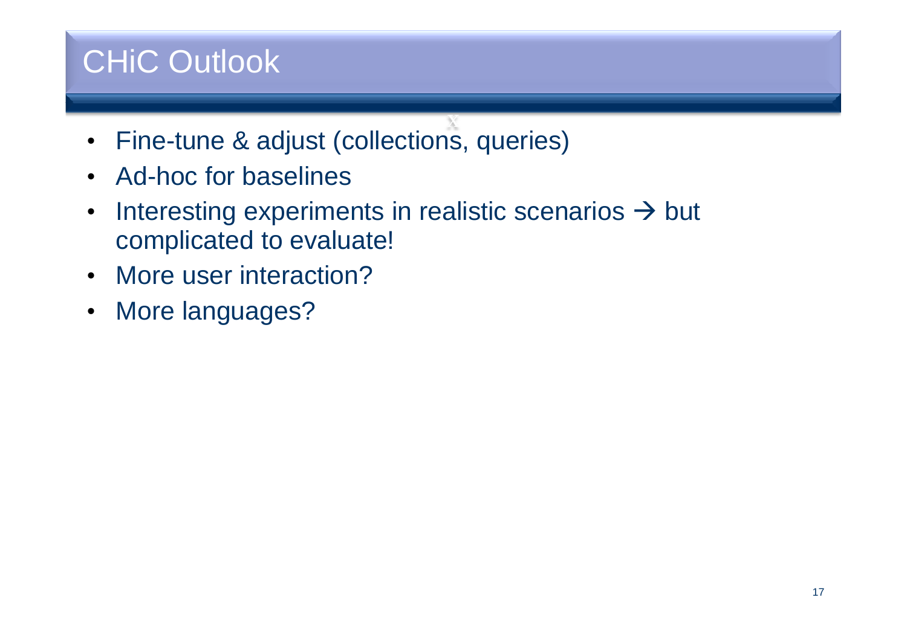# CHiC Outlook

- Fine-tune & adjust (collections, queries)
- Ad-hoc for baselines
- Interesting experiments in realistic scenarios → but complicated to evaluate!
- More user interaction?
- More languages?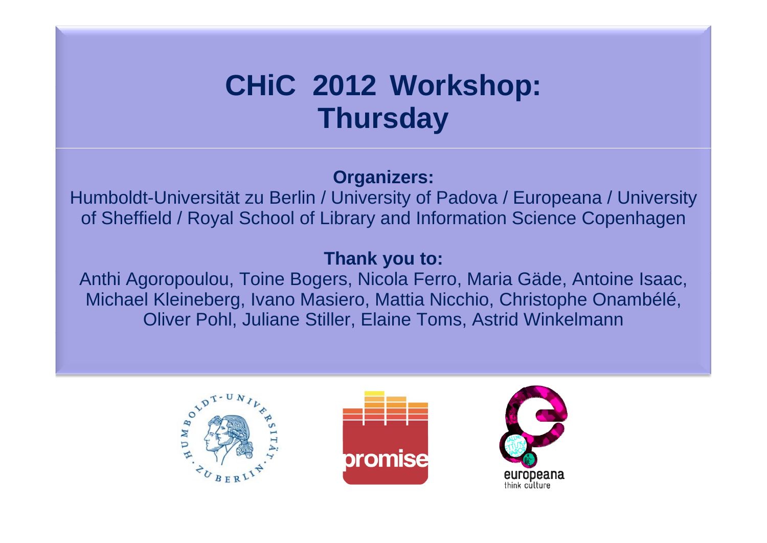# CHiC 2012 Workshop: Thursday

**Organizers:**

Humboldt-Universität zu Berlin / University of Padova / Europeana / University of Sheffield / Royal School of Library and Information Science Copenhagen

**Thank you to:**

Anthi Agoropoulou, Toine Bogers, Nicola Ferro, Maria Gäde, Antoine Isaac, Michael Kleineberg, Ivano Masiero, Mattia Nicchio, Christophe Onambélé, Oliver Pohl, Juliane Stiller, Elaine Toms, Astrid Winkelmann